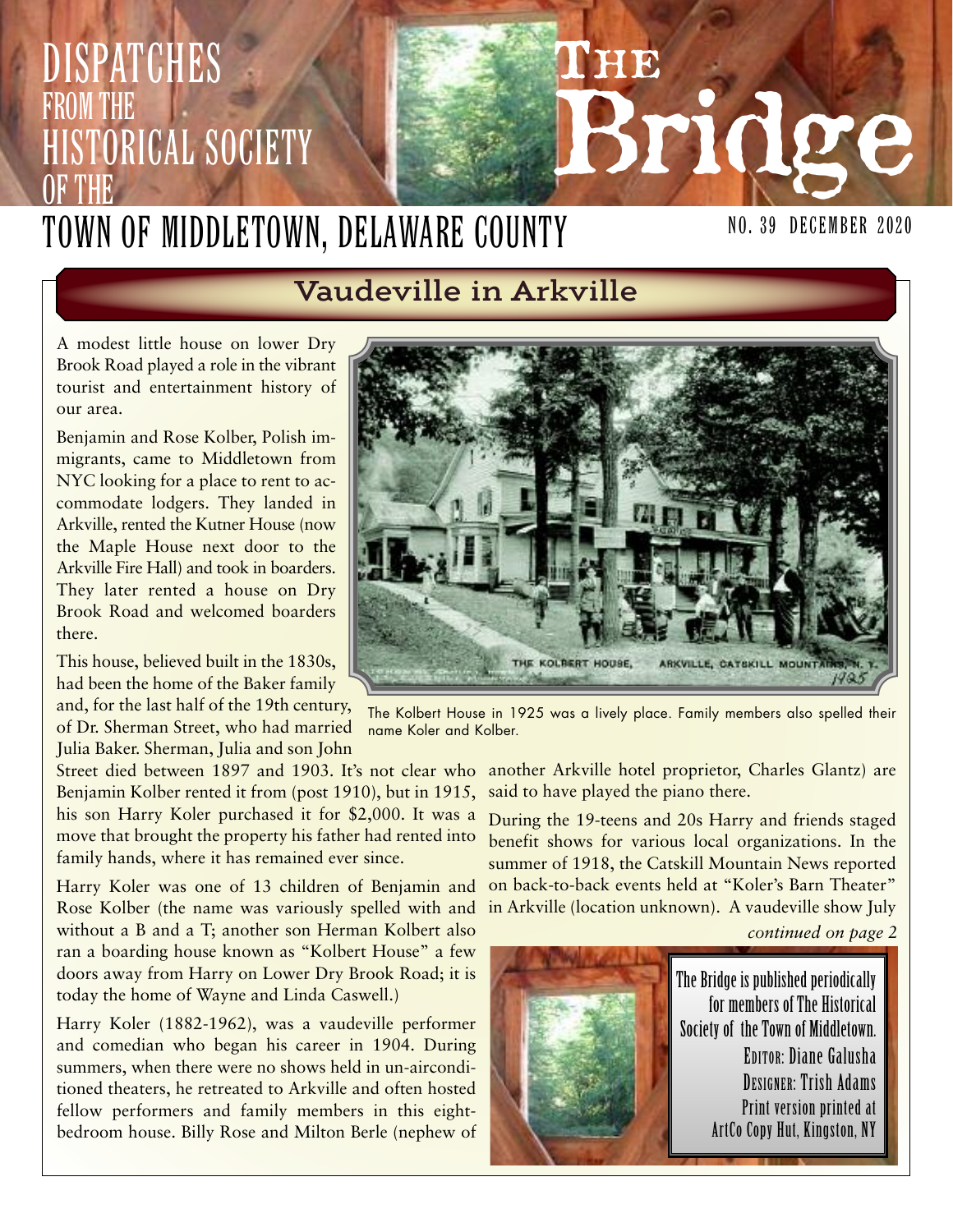# DISPATCHES FROM THE HISTORICAL SOCIETY OF THE TOWN OF MIDDLETOWN, DELAWARE COUNTY

# The Bridge

NO. 39 DECEMBER 2020

## Vaudeville in Arkville

A modest little house on lower Dry Brook Road played a role in the vibrant tourist and entertainment history of our area.

Benjamin and Rose Kolber, Polish immigrants, came to Middletown from NYC looking for a place to rent to accommodate lodgers. They landed in Arkville, rented the Kutner House (now the Maple House next door to the Arkville Fire Hall) and took in boarders. They later rented a house on Dry Brook Road and welcomed boarders there.

This house, believed built in the 1830s, had been the home of the Baker family and, for the last half of the 19th century, of Dr. Sherman Street, who had married Julia Baker. Sherman, Julia and son John Street died between 1897 and 1903. It's not clear who Benjamin Kolber rented it from (post 1910), but in 1915, his son Harry Koler purchased it for $2,000. It was a move that brought the property his father had rented into family hands, where it has remained ever since.

THE KOLBERT HOUSE, ARKVILLE, CATSKILL MOUNTAINS, N. Y. 1925

The Kolbert House in 1925 was a lively place. Family members also spelled their name Koler and Kolber.

Harry Koler was one of 13 children of Benjamin and Rose Kolber (the name was variously spelled with and without a B and a T; another son Herman Kolbert also ran a boarding house known as "Kolbert House" a few doors away from Harry on Lower Dry Brook Road; it is today the home of Wayne and Linda Caswell.)

Harry Koler (1882-1962), was a vaudeville performer and comedian who began his career in 1904. During summers, when there were no shows held in un-airconditioned theaters, he retreated to Arkville and often hosted fellow performers and family members in this eight-bedroom house. Billy Rose and Milton Berle (nephew of another Arkville hotel proprietor, Charles Glantz) are said to have played the piano there.

During the 19-teens and 20s Harry and friends staged benefit shows for various local organizations. In the summer of 1918, the Catskill Mountain News reported on back-to-back events held at "Koler's Barn Theater" in Arkville (location unknown). A vaudeville show July

*continued on page 2*

The Bridge is published periodically for members of The Historical Society of the Town of Middletown.
Editor: Diane Galusha
Designer: Trish Adams
Print version printed at ArtCo Copy Hut, Kingston, NY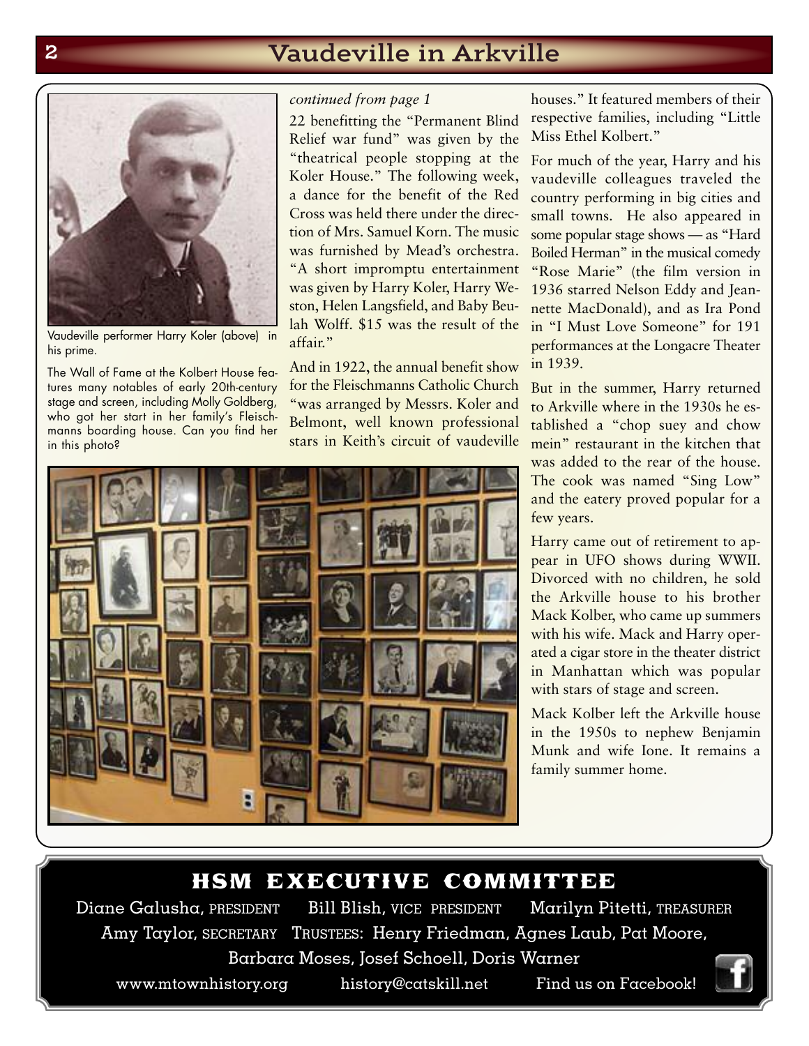## Vaudeville in Arkville

Vaudeville performer Harry Koler (above) in his prime.

The Wall of Fame at the Kolbert House features many notables of early 20th-century stage and screen, including Molly Goldberg, who got her start in her family's Fleischmanns boarding house. Can you find her in this photo?

*continued from page 1*

22 benefitting the "Permanent Blind Relief war fund" was given by the "theatrical people stopping at the Koler House." The following week, a dance for the benefit of the Red Cross was held there under the direction of Mrs. Samuel Korn. The music was furnished by Mead's orchestra. "A short impromptu entertainment was given by Harry Koler, Harry Weston, Helen Langsfield, and Baby Beulah Wolff. $15 was the result of the affair."

And in 1922, the annual benefit show for the Fleischmanns Catholic Church "was arranged by Messrs. Koler and Belmont, well known professional stars in Keith's circuit of vaudeville houses." It featured members of their respective families, including "Little Miss Ethel Kolbert."

For much of the year, Harry and his vaudeville colleagues traveled the country performing in big cities and small towns. He also appeared in some popular stage shows — as "Hard Boiled Herman" in the musical comedy "Rose Marie" (the film version in 1936 starred Nelson Eddy and Jeannette MacDonald), and as Ira Pond in "I Must Love Someone" for 191 performances at the Longacre Theater in 1939.

But in the summer, Harry returned to Arkville where in the 1930s he established a "chop suey and chow mein" restaurant in the kitchen that was added to the rear of the house. The cook was named "Sing Low" and the eatery proved popular for a few years.

Harry came out of retirement to appear in UFO shows during WWII. Divorced with no children, he sold the Arkville house to his brother Mack Kolber, who came up summers with his wife. Mack and Harry operated a cigar store in the theater district in Manhattan which was popular with stars of stage and screen.

Mack Kolber left the Arkville house in the 1950s to nephew Benjamin Munk and wife Ione. It remains a family summer home.

## HSM EXECUTIVE COMMITTEE

Diane Galusha, PRESIDENT   Bill Blish, VICE PRESIDENT   Marilyn Pitetti, TREASURER

Amy Taylor, SECRETARY   TRUSTEES: Henry Friedman, Agnes Laub, Pat Moore, Barbara Moses, Josef Schoell, Doris Warner

www.mtownhistory.org   history@catskill.net   Find us on Facebook!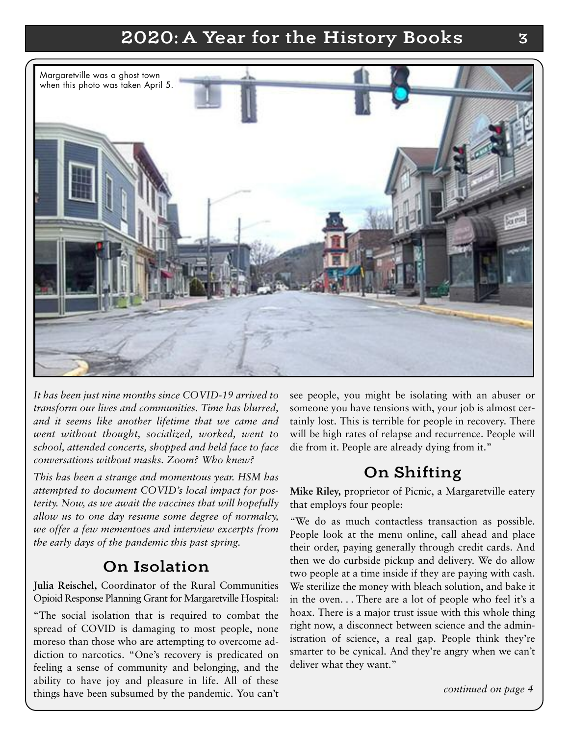Margaretville was a ghost town when this photo was taken April 5.

*It has been just nine months since COVID-19 arrived to transform our lives and communities. Time has blurred, and it seems like another lifetime that we came and went without thought, socialized, worked, went to school, attended concerts, shopped and held face to face conversations without masks. Zoom? Who knew?*

*This has been a strange and momentous year. HSM has attempted to document COVID's local impact for posterity. Now, as we await the vaccines that will hopefully allow us to one day resume some degree of normalcy, we offer a few mementoes and interview excerpts from the early days of the pandemic this past spring.*

## On Isolation

**Julia Reischel,** Coordinator of the Rural Communities Opioid Response Planning Grant for Margaretville Hospital:

"The social isolation that is required to combat the spread of COVID is damaging to most people, none moreso than those who are attempting to overcome addiction to narcotics. "One's recovery is predicated on feeling a sense of community and belonging, and the ability to have joy and pleasure in life. All of these things have been subsumed by the pandemic. You can't see people, you might be isolating with an abuser or someone you have tensions with, your job is almost certainly lost. This is terrible for people in recovery. There will be high rates of relapse and recurrence. People will die from it. People are already dying from it."

## On Shifting

**Mike Riley,** proprietor of Picnic, a Margaretville eatery that employs four people:

"We do as much contactless transaction as possible. People look at the menu online, call ahead and place their order, paying generally through credit cards. And then we do curbside pickup and delivery. We do allow two people at a time inside if they are paying with cash. We sterilize the money with bleach solution, and bake it in the oven. . . There are a lot of people who feel it's a hoax. There is a major trust issue with this whole thing right now, a disconnect between science and the administration of science, a real gap. People think they're smarter to be cynical. And they're angry when we can't deliver what they want."

*continued on page 4*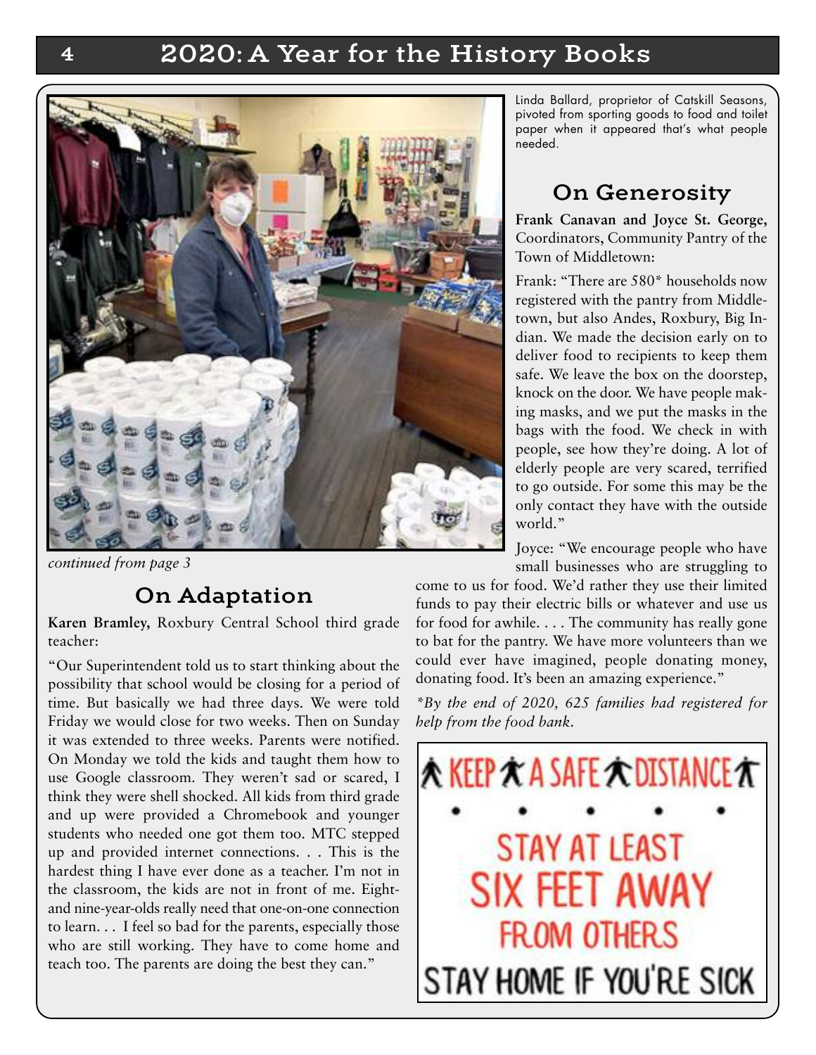Linda Ballard, proprietor of Catskill Seasons, pivoted from sporting goods to food and toilet paper when it appeared that's what people needed.

*continued from page 3*

## On Adaptation

**Karen Bramley,** Roxbury Central School third grade teacher:

"Our Superintendent told us to start thinking about the possibility that school would be closing for a period of time. But basically we had three days. We were told Friday we would close for two weeks. Then on Sunday it was extended to three weeks. Parents were notified. On Monday we told the kids and taught them how to use Google classroom. They weren't sad or scared, I think they were shell shocked. All kids from third grade and up were provided a Chromebook and younger students who needed one got them too. MTC stepped up and provided internet connections. . . This is the hardest thing I have ever done as a teacher. I'm not in the classroom, the kids are not in front of me. Eight- and nine-year-olds really need that one-on-one connection to learn. . . I feel so bad for the parents, especially those who are still working. They have to come home and teach too. The parents are doing the best they can."

## On Generosity

**Frank Canavan and Joyce St. George,** Coordinators, Community Pantry of the Town of Middletown:

Frank: "There are 580* households now registered with the pantry from Middletown, but also Andes, Roxbury, Big Indian. We made the decision early on to deliver food to recipients to keep them safe. We leave the box on the doorstep, knock on the door. We have people making masks, and we put the masks in the bags with the food. We check in with people, see how they're doing. A lot of elderly people are very scared, terrified to go outside. For some this may be the only contact they have with the outside world."

Joyce: "We encourage people who have small businesses who are struggling to come to us for food. We'd rather they use their limited funds to pay their electric bills or whatever and use us for food for awhile. . . . The community has really gone to bat for the pantry. We have more volunteers than we could ever have imagined, people donating money, donating food. It's been an amazing experience."

*\*By the end of 2020, 625 families had registered for help from the food bank.*

KEEP A SAFE DISTANCE

STAY AT LEAST SIX FEET AWAY FROM OTHERS

STAY HOME IF YOU'RE SICK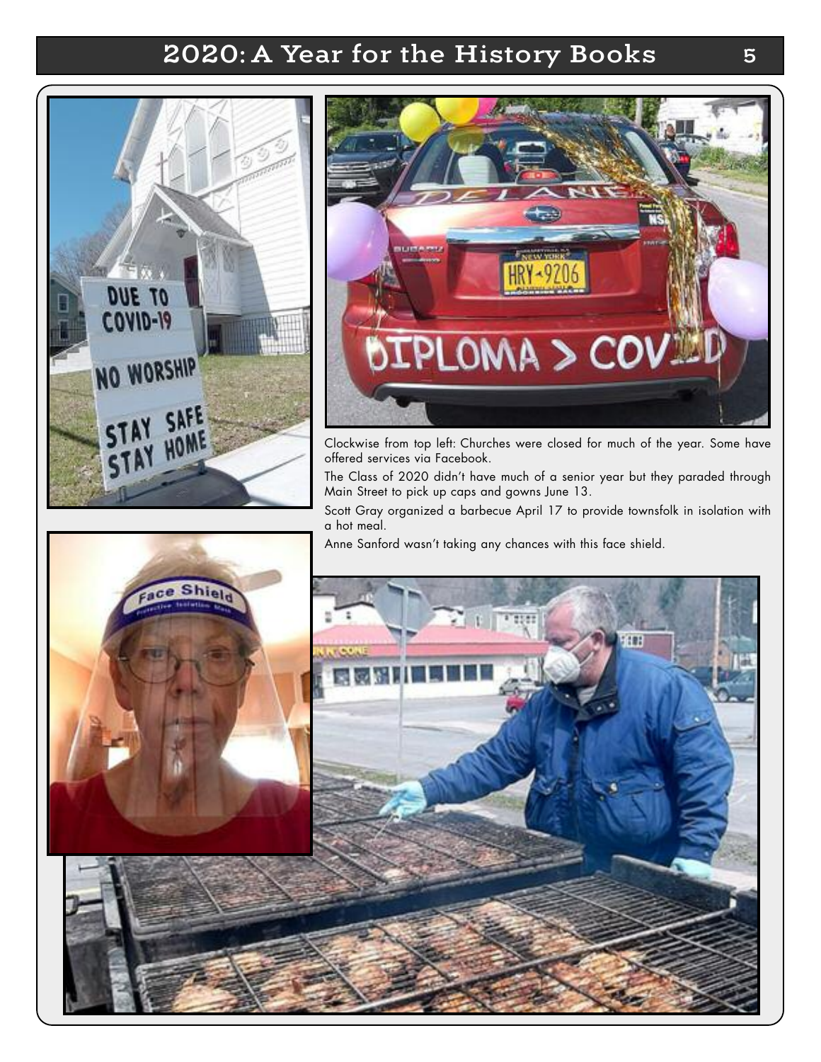Clockwise from top left: Churches were closed for much of the year. Some have offered services via Facebook.

The Class of 2020 didn't have much of a senior year but they paraded through Main Street to pick up caps and gowns June 13.

Scott Gray organized a barbecue April 17 to provide townsfolk in isolation with a hot meal.

Anne Sanford wasn't taking any chances with this face shield.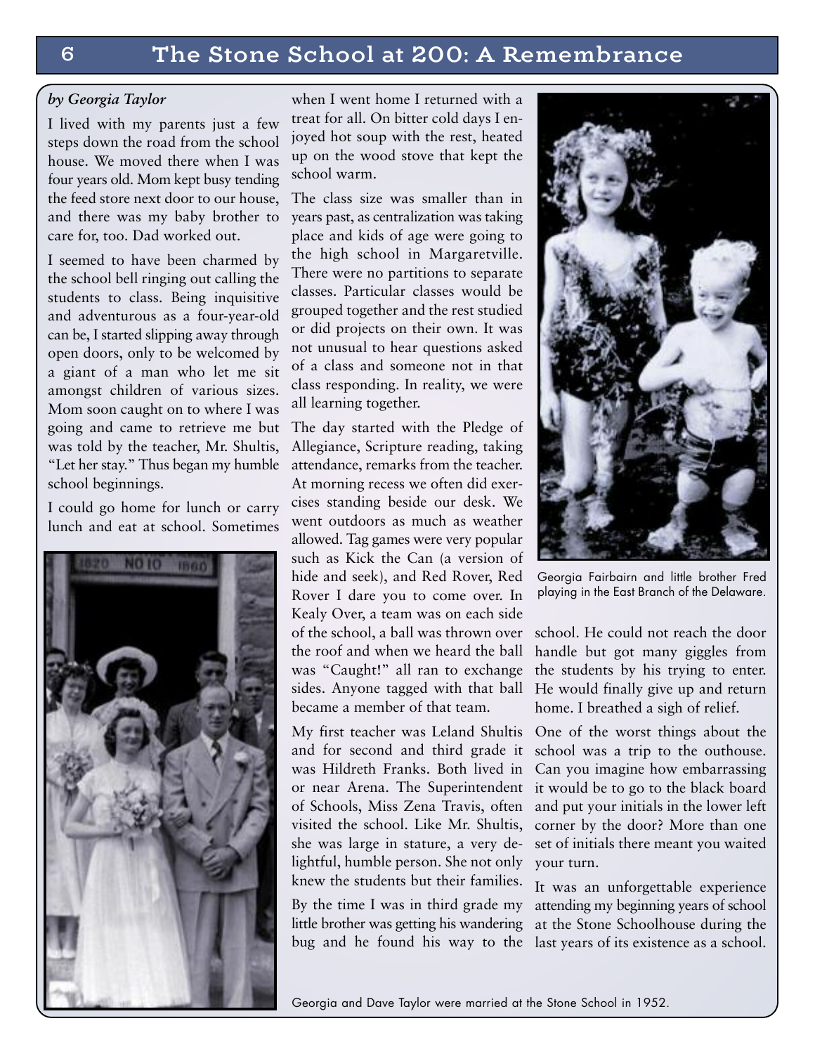# The Stone School at 200: A Remembrance

*by Georgia Taylor*

I lived with my parents just a few steps down the road from the school house. We moved there when I was four years old. Mom kept busy tending the feed store next door to our house, and there was my baby brother to care for, too. Dad worked out.

I seemed to have been charmed by the school bell ringing out calling the students to class. Being inquisitive and adventurous as a four-year-old can be, I started slipping away through open doors, only to be welcomed by a giant of a man who let me sit amongst children of various sizes. Mom soon caught on to where I was going and came to retrieve me but was told by the teacher, Mr. Shultis, "Let her stay." Thus began my humble school beginnings.

I could go home for lunch or carry lunch and eat at school. Sometimes when I went home I returned with a treat for all. On bitter cold days I enjoyed hot soup with the rest, heated up on the wood stove that kept the school warm.

The class size was smaller than in years past, as centralization was taking place and kids of age were going to the high school in Margaretville. There were no partitions to separate classes. Particular classes would be grouped together and the rest studied or did projects on their own. It was not unusual to hear questions asked of a class and someone not in that class responding. In reality, we were all learning together.

The day started with the Pledge of Allegiance, Scripture reading, taking attendance, remarks from the teacher. At morning recess we often did exercises standing beside our desk. We went outdoors as much as weather allowed. Tag games were very popular such as Kick the Can (a version of hide and seek), and Red Rover, Red Rover I dare you to come over. In Kealy Over, a team was on each side of the school, a ball was thrown over the roof and when we heard the ball was "Caught!" all ran to exchange sides. Anyone tagged with that ball became a member of that team.

My first teacher was Leland Shultis and for second and third grade it was Hildreth Franks. Both lived in or near Arena. The Superintendent of Schools, Miss Zena Travis, often visited the school. Like Mr. Shultis, she was large in stature, a very delightful, humble person. She not only knew the students but their families.

By the time I was in third grade my little brother was getting his wandering bug and he found his way to the school. He could not reach the door handle but got many giggles from the students by his trying to enter. He would finally give up and return home. I breathed a sigh of relief.

One of the worst things about the school was a trip to the outhouse. Can you imagine how embarrassing it would be to go to the black board and put your initials in the lower left corner by the door? More than one set of initials there meant you waited your turn.

It was an unforgettable experience attending my beginning years of school at the Stone Schoolhouse during the last years of its existence as a school.

Georgia Fairbairn and little brother Fred playing in the East Branch of the Delaware.

Georgia and Dave Taylor were married at the Stone School in 1952.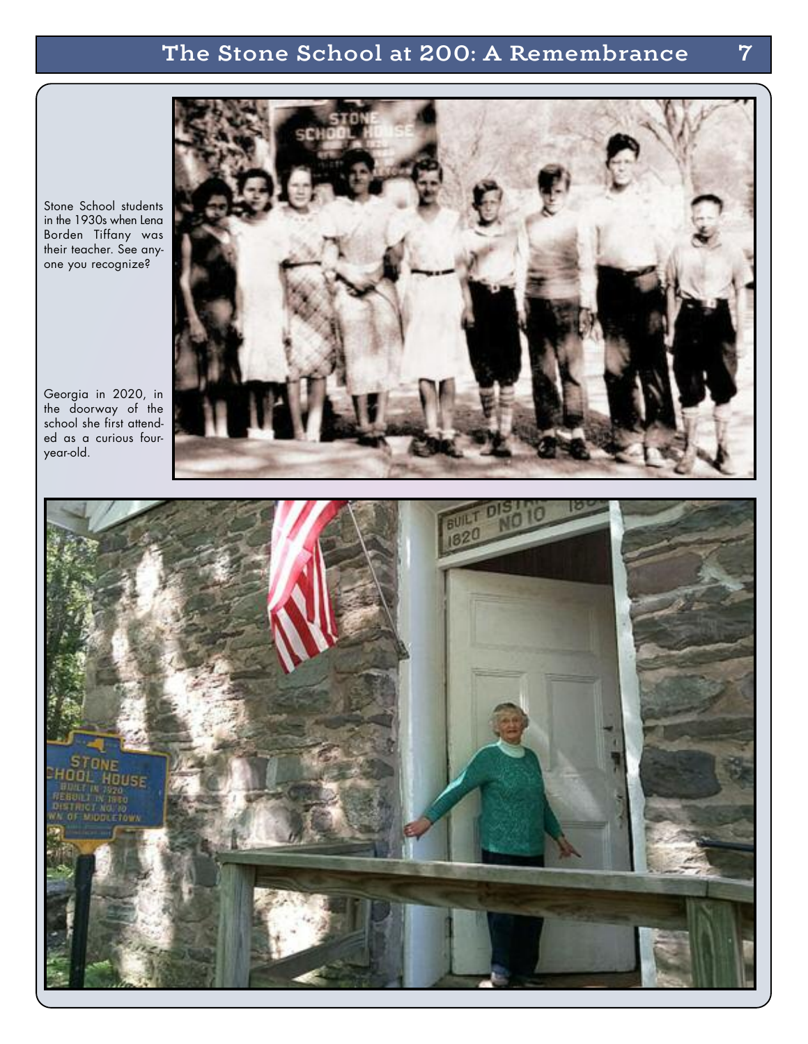Stone School students in the 1930s when Lena Borden Tiffany was their teacher. See anyone you recognize?

Georgia in 2020, in the doorway of the school she first attended as a curious four-year-old.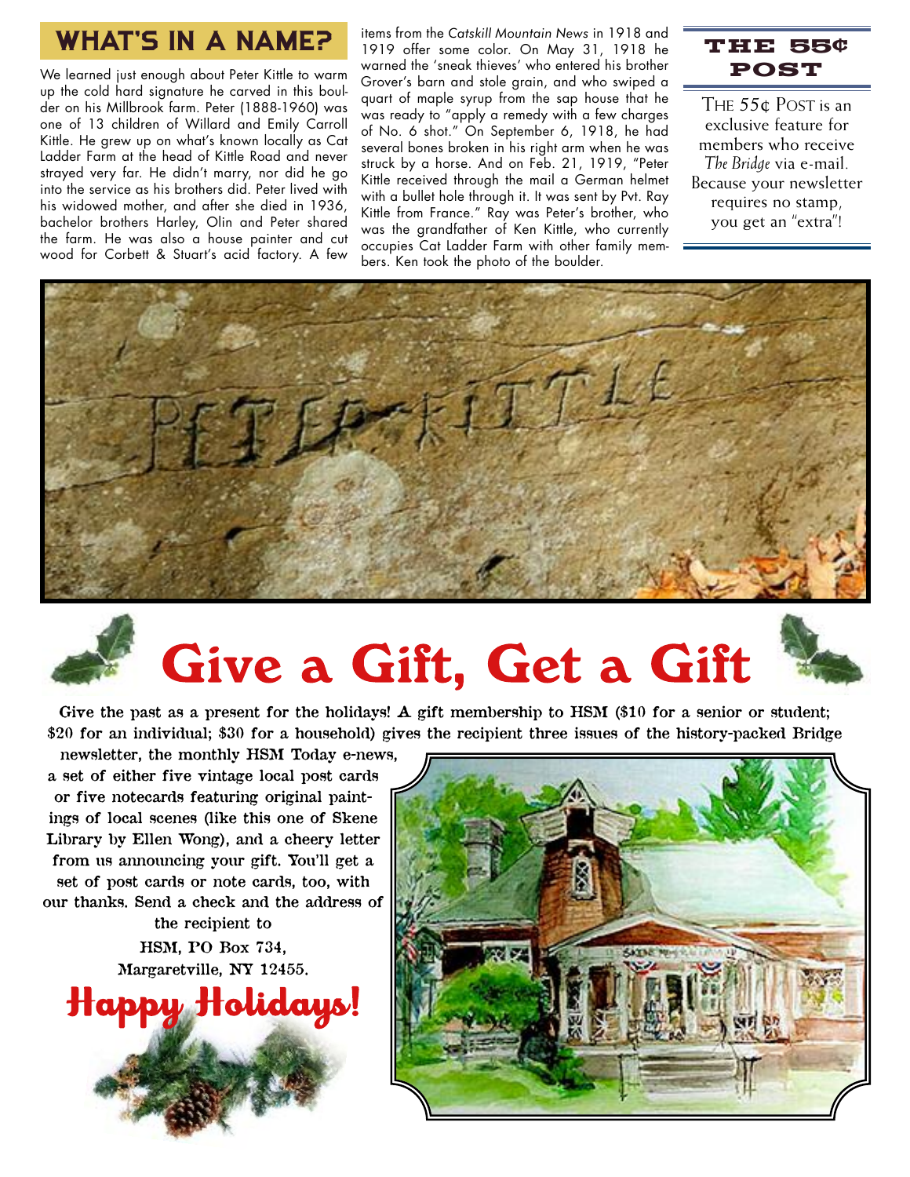## WHAT'S IN A NAME?

We learned just enough about Peter Kittle to warm up the cold hard signature he carved in this boulder on his Millbrook farm. Peter (1888-1960) was one of 13 children of Willard and Emily Carroll Kittle. He grew up on what's known locally as Cat Ladder Farm at the head of Kittle Road and never strayed very far. He didn't marry, nor did he go into the service as his brothers did. Peter lived with his widowed mother, and after she died in 1936, bachelor brothers Harley, Olin and Peter shared the farm. He was also a house painter and cut wood for Corbett & Stuart's acid factory. A few items from the *Catskill Mountain News* in 1918 and 1919 offer some color. On May 31, 1918 he warned the 'sneak thieves' who entered his brother Grover's barn and stole grain, and who swiped a quart of maple syrup from the sap house that he was ready to "apply a remedy with a few charges of No. 6 shot." On September 6, 1918, he had several bones broken in his right arm when he was struck by a horse. And on Feb. 21, 1919, "Peter Kittle received through the mail a German helmet with a bullet hole through it. It was sent by Pvt. Ray Kittle from France." Ray was Peter's brother, who was the grandfather of Ken Kittle, who currently occupies Cat Ladder Farm with other family members. Ken took the photo of the boulder.

## THE 55¢ POST

THE 55¢ POST is an exclusive feature for members who receive *The Bridge* via e-mail. Because your newsletter requires no stamp, you get an "extra"!

PETER KITTLE

# Give a Gift, Get a Gift

Give the past as a present for the holidays! A gift membership to HSM ($10 for a senior or student; $20 for an individual; $30 for a household) gives the recipient three issues of the history-packed Bridge newsletter, the monthly HSM Today e-news, a set of either five vintage local post cards or five notecards featuring original paintings of local scenes (like this one of Skene Library by Ellen Wong), and a cheery letter from us announcing your gift. You'll get a set of post cards or note cards, too, with our thanks. Send a check and the address of the recipient to

HSM, PO Box 734,
Margaretville, NY 12455.

**Happy Holidays!**